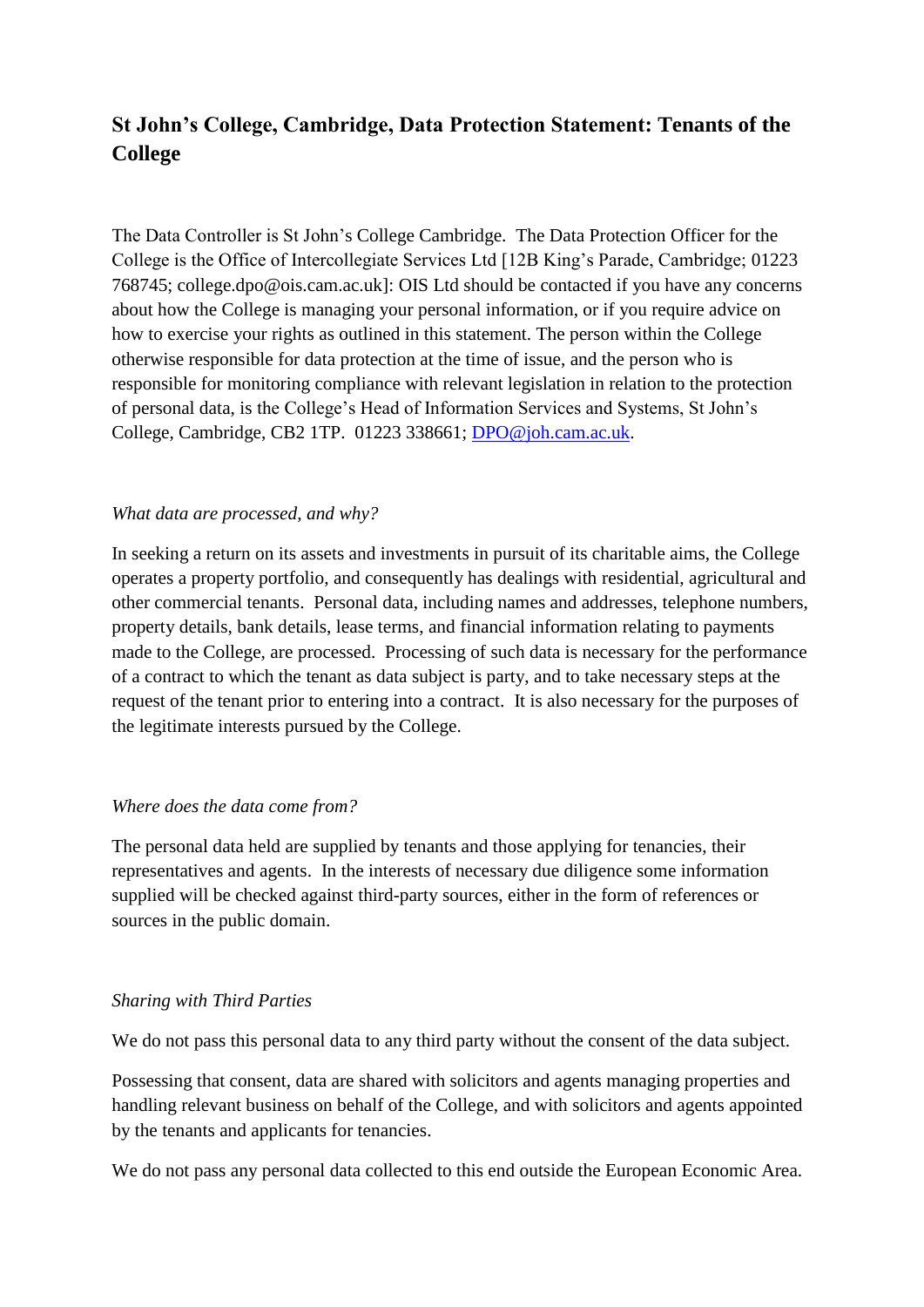# St John's College, Cambridge, Data Protection Statement: Tenants of the College

The Data Controller is St John's College Cambridge. The Data Protection Officer for the College is the Office of Intercollegiate Services Ltd [12B King's Parade, Cambridge; 01223 768745; college.dpo@ois.cam.ac.uk]: OIS Ltd should be contacted if you have any concerns about how the College is managing your personal information, or if you require advice on how to exercise your rights as outlined in this statement. The person within the College otherwise responsible for data protection at the time of issue, and the person who is responsible for monitoring compliance with relevant legislation in relation to the protection of personal data, is the College's Head of Information Services and Systems, St John's College, Cambridge, CB2 1TP. 01223 338661; DPO@joh.cam.ac.uk.

*What data are processed, and why?*

In seeking a return on its assets and investments in pursuit of its charitable aims, the College operates a property portfolio, and consequently has dealings with residential, agricultural and other commercial tenants. Personal data, including names and addresses, telephone numbers, property details, bank details, lease terms, and financial information relating to payments made to the College, are processed. Processing of such data is necessary for the performance of a contract to which the tenant as data subject is party, and to take necessary steps at the request of the tenant prior to entering into a contract. It is also necessary for the purposes of the legitimate interests pursued by the College.

*Where does the data come from?*

The personal data held are supplied by tenants and those applying for tenancies, their representatives and agents. In the interests of necessary due diligence some information supplied will be checked against third-party sources, either in the form of references or sources in the public domain.

*Sharing with Third Parties*

We do not pass this personal data to any third party without the consent of the data subject.

Possessing that consent, data are shared with solicitors and agents managing properties and handling relevant business on behalf of the College, and with solicitors and agents appointed by the tenants and applicants for tenancies.

We do not pass any personal data collected to this end outside the European Economic Area.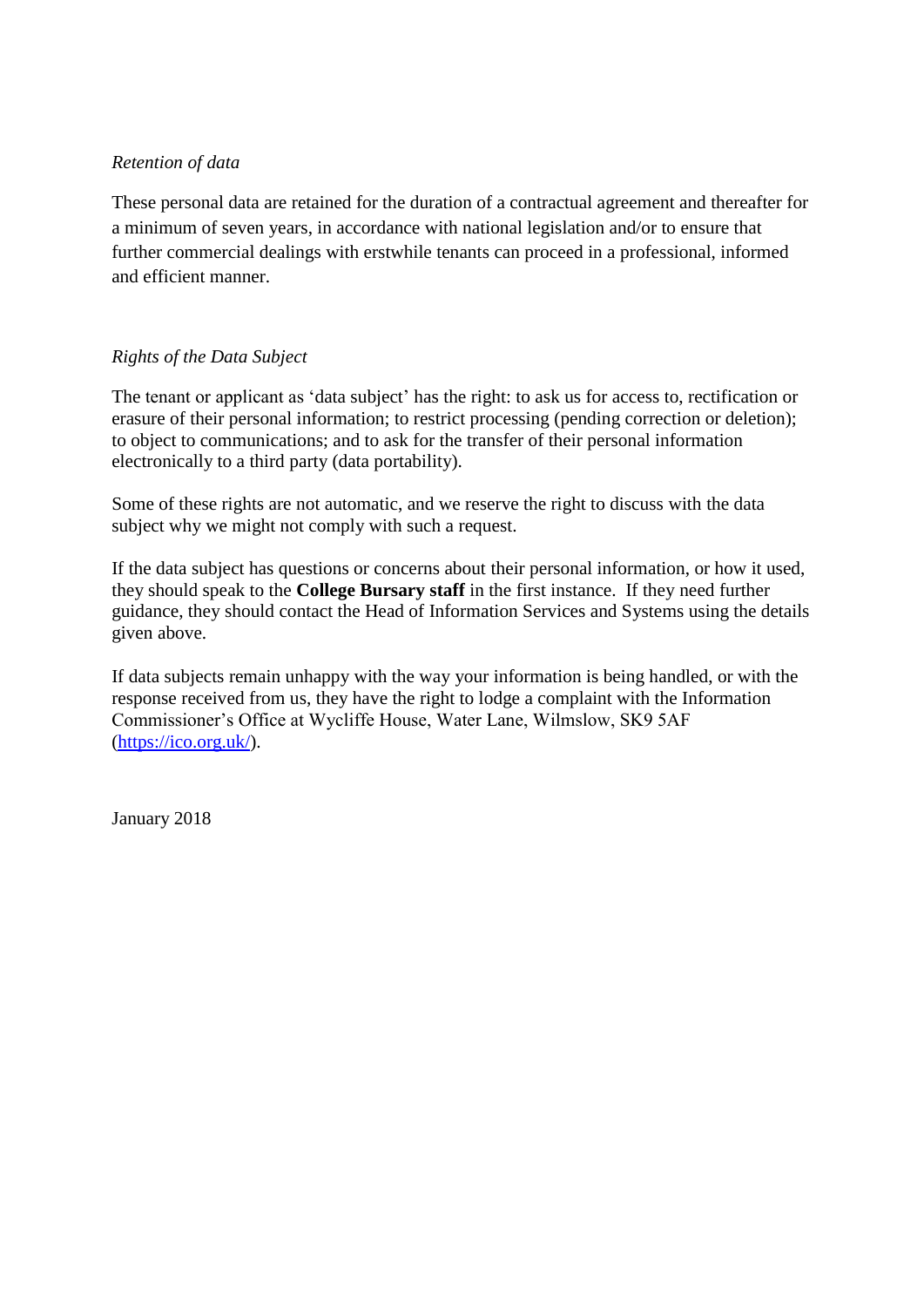*Retention of data*

These personal data are retained for the duration of a contractual agreement and thereafter for a minimum of seven years, in accordance with national legislation and/or to ensure that further commercial dealings with erstwhile tenants can proceed in a professional, informed and efficient manner.

*Rights of the Data Subject*

The tenant or applicant as 'data subject' has the right: to ask us for access to, rectification or erasure of their personal information; to restrict processing (pending correction or deletion); to object to communications; and to ask for the transfer of their personal information electronically to a third party (data portability).

Some of these rights are not automatic, and we reserve the right to discuss with the data subject why we might not comply with such a request.

If the data subject has questions or concerns about their personal information, or how it used, they should speak to the **College Bursary staff** in the first instance. If they need further guidance, they should contact the Head of Information Services and Systems using the details given above.

If data subjects remain unhappy with the way your information is being handled, or with the response received from us, they have the right to lodge a complaint with the Information Commissioner's Office at Wycliffe House, Water Lane, Wilmslow, SK9 5AF (https://ico.org.uk/).

January 2018